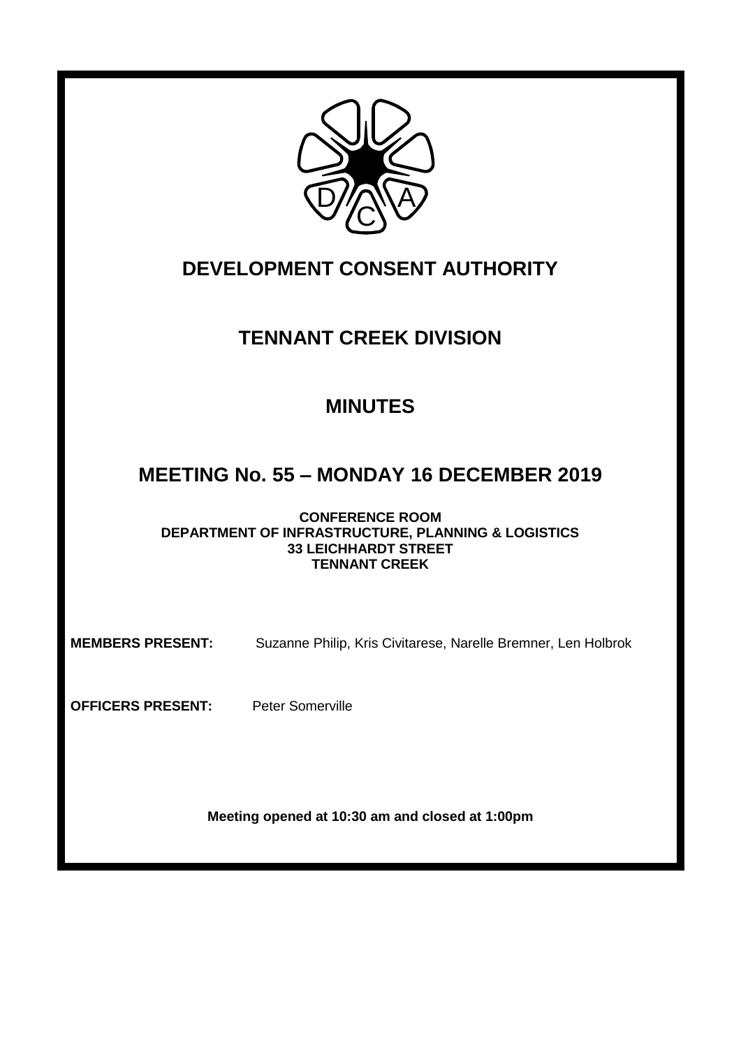# DEVELOPMENT CONSENT AUTHORITY

## TENNANT CREEK DIVISION

## MINUTES

## MEETING No. 55 – MONDAY 16 DECEMBER 2019

**CONFERENCE ROOM**
**DEPARTMENT OF INFRASTRUCTURE, PLANNING & LOGISTICS**
**33 LEICHHARDT STREET**
**TENNANT CREEK**

**MEMBERS PRESENT:** Suzanne Philip, Kris Civitarese, Narelle Bremner, Len Holbrok

**OFFICERS PRESENT:** Peter Somerville

**Meeting opened at 10:30 am and closed at 1:00pm**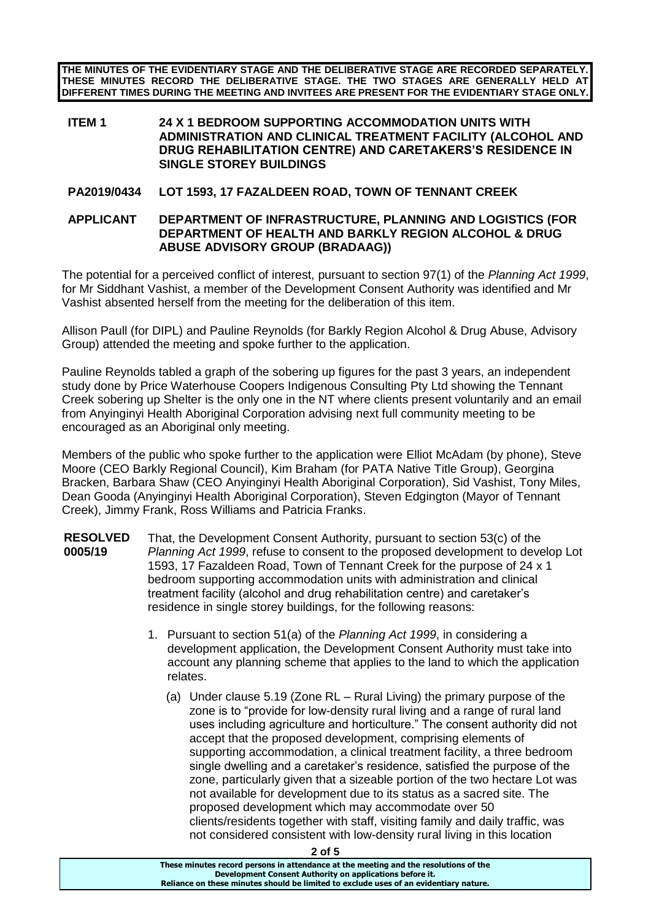**THE MINUTES OF THE EVIDENTIARY STAGE AND THE DELIBERATIVE STAGE ARE RECORDED SEPARATELY. THESE MINUTES RECORD THE DELIBERATIVE STAGE. THE TWO STAGES ARE GENERALLY HELD AT DIFFERENT TIMES DURING THE MEETING AND INVITEES ARE PRESENT FOR THE EVIDENTIARY STAGE ONLY.**

**ITEM 1 24 X 1 BEDROOM SUPPORTING ACCOMMODATION UNITS WITH ADMINISTRATION AND CLINICAL TREATMENT FACILITY (ALCOHOL AND DRUG REHABILITATION CENTRE) AND CARETAKERS'S RESIDENCE IN SINGLE STOREY BUILDINGS**

**PA2019/0434 LOT 1593, 17 FAZALDEEN ROAD, TOWN OF TENNANT CREEK**

**APPLICANT DEPARTMENT OF INFRASTRUCTURE, PLANNING AND LOGISTICS (FOR DEPARTMENT OF HEALTH AND BARKLY REGION ALCOHOL & DRUG ABUSE ADVISORY GROUP (BRADAAG))**

The potential for a perceived conflict of interest, pursuant to section 97(1) of the *Planning Act 1999*, for Mr Siddhant Vashist, a member of the Development Consent Authority was identified and Mr Vashist absented herself from the meeting for the deliberation of this item.

Allison Paull (for DIPL) and Pauline Reynolds (for Barkly Region Alcohol & Drug Abuse, Advisory Group) attended the meeting and spoke further to the application.

Pauline Reynolds tabled a graph of the sobering up figures for the past 3 years, an independent study done by Price Waterhouse Coopers Indigenous Consulting Pty Ltd showing the Tennant Creek sobering up Shelter is the only one in the NT where clients present voluntarily and an email from Anyinginyi Health Aboriginal Corporation advising next full community meeting to be encouraged as an Aboriginal only meeting.

Members of the public who spoke further to the application were Elliot McAdam (by phone), Steve Moore (CEO Barkly Regional Council), Kim Braham (for PATA Native Title Group), Georgina Bracken, Barbara Shaw (CEO Anyinginyi Health Aboriginal Corporation), Sid Vashist, Tony Miles, Dean Gooda (Anyinginyi Health Aboriginal Corporation), Steven Edgington (Mayor of Tennant Creek), Jimmy Frank, Ross Williams and Patricia Franks.

**RESOLVED 0005/19** That, the Development Consent Authority, pursuant to section 53(c) of the *Planning Act 1999*, refuse to consent to the proposed development to develop Lot 1593, 17 Fazaldeen Road, Town of Tennant Creek for the purpose of 24 x 1 bedroom supporting accommodation units with administration and clinical treatment facility (alcohol and drug rehabilitation centre) and caretaker's residence in single storey buildings, for the following reasons:

1. Pursuant to section 51(a) of the *Planning Act 1999*, in considering a development application, the Development Consent Authority must take into account any planning scheme that applies to the land to which the application relates.

   (a) Under clause 5.19 (Zone RL – Rural Living) the primary purpose of the zone is to "provide for low-density rural living and a range of rural land uses including agriculture and horticulture." The consent authority did not accept that the proposed development, comprising elements of supporting accommodation, a clinical treatment facility, a three bedroom single dwelling and a caretaker's residence, satisfied the purpose of the zone, particularly given that a sizeable portion of the two hectare Lot was not available for development due to its status as a sacred site. The proposed development which may accommodate over 50 clients/residents together with staff, visiting family and daily traffic, was not considered consistent with low-density rural living in this location

These minutes record persons in attendance at the meeting and the resolutions of the Development Consent Authority on applications before it. Reliance on these minutes should be limited to exclude uses of an evidentiary nature.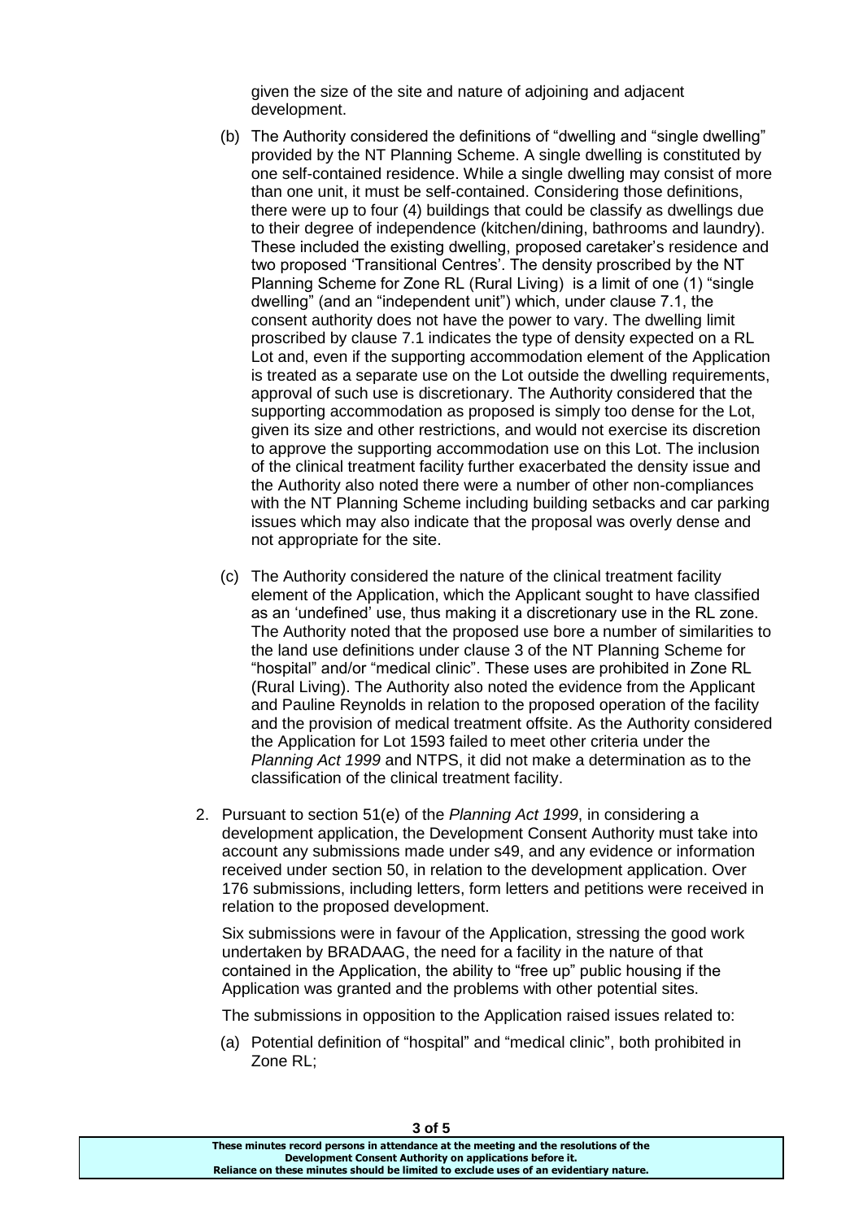given the size of the site and nature of adjoining and adjacent development.

(b) The Authority considered the definitions of "dwelling and "single dwelling" provided by the NT Planning Scheme. A single dwelling is constituted by one self-contained residence. While a single dwelling may consist of more than one unit, it must be self-contained. Considering those definitions, there were up to four (4) buildings that could be classify as dwellings due to their degree of independence (kitchen/dining, bathrooms and laundry). These included the existing dwelling, proposed caretaker's residence and two proposed 'Transitional Centres'. The density proscribed by the NT Planning Scheme for Zone RL (Rural Living) is a limit of one (1) "single dwelling" (and an "independent unit") which, under clause 7.1, the consent authority does not have the power to vary. The dwelling limit proscribed by clause 7.1 indicates the type of density expected on a RL Lot and, even if the supporting accommodation element of the Application is treated as a separate use on the Lot outside the dwelling requirements, approval of such use is discretionary. The Authority considered that the supporting accommodation as proposed is simply too dense for the Lot, given its size and other restrictions, and would not exercise its discretion to approve the supporting accommodation use on this Lot. The inclusion of the clinical treatment facility further exacerbated the density issue and the Authority also noted there were a number of other non-compliances with the NT Planning Scheme including building setbacks and car parking issues which may also indicate that the proposal was overly dense and not appropriate for the site.

(c) The Authority considered the nature of the clinical treatment facility element of the Application, which the Applicant sought to have classified as an 'undefined' use, thus making it a discretionary use in the RL zone. The Authority noted that the proposed use bore a number of similarities to the land use definitions under clause 3 of the NT Planning Scheme for "hospital" and/or "medical clinic". These uses are prohibited in Zone RL (Rural Living). The Authority also noted the evidence from the Applicant and Pauline Reynolds in relation to the proposed operation of the facility and the provision of medical treatment offsite. As the Authority considered the Application for Lot 1593 failed to meet other criteria under the *Planning Act 1999* and NTPS, it did not make a determination as to the classification of the clinical treatment facility.

2. Pursuant to section 51(e) of the *Planning Act 1999*, in considering a development application, the Development Consent Authority must take into account any submissions made under s49, and any evidence or information received under section 50, in relation to the development application. Over 176 submissions, including letters, form letters and petitions were received in relation to the proposed development.

   Six submissions were in favour of the Application, stressing the good work undertaken by BRADAAG, the need for a facility in the nature of that contained in the Application, the ability to "free up" public housing if the Application was granted and the problems with other potential sites.

   The submissions in opposition to the Application raised issues related to:

   (a) Potential definition of "hospital" and "medical clinic", both prohibited in Zone RL;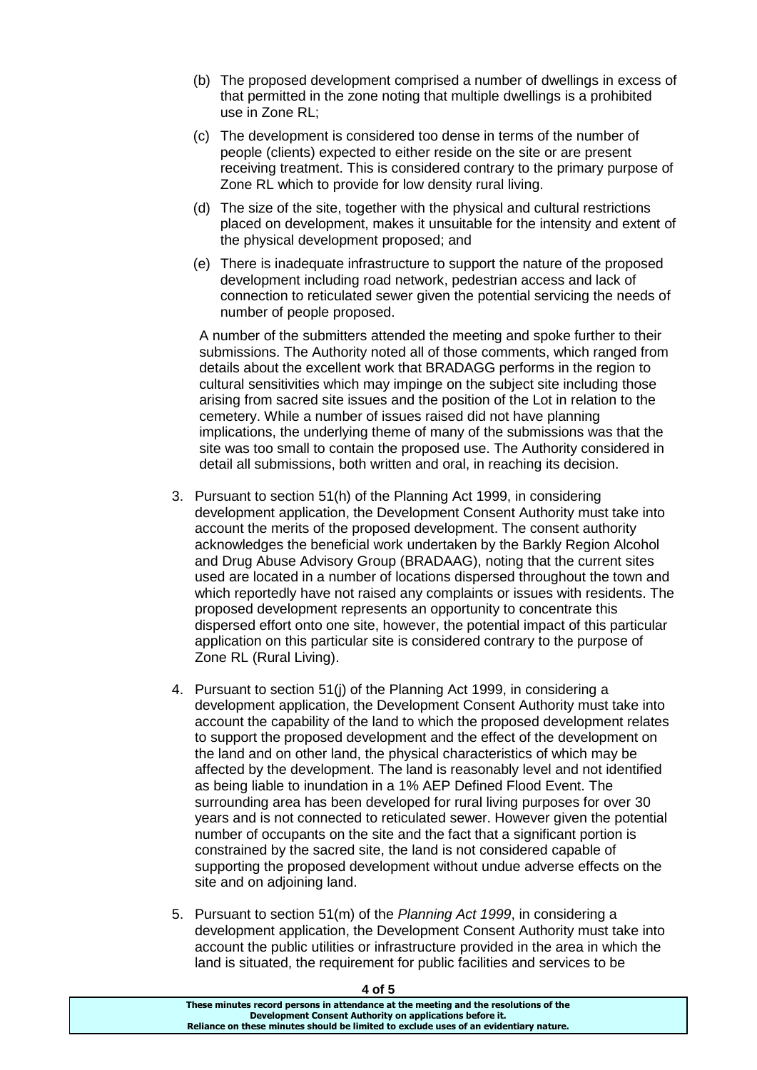(b) The proposed development comprised a number of dwellings in excess of that permitted in the zone noting that multiple dwellings is a prohibited use in Zone RL;

(c) The development is considered too dense in terms of the number of people (clients) expected to either reside on the site or are present receiving treatment. This is considered contrary to the primary purpose of Zone RL which to provide for low density rural living.

(d) The size of the site, together with the physical and cultural restrictions placed on development, makes it unsuitable for the intensity and extent of the physical development proposed; and

(e) There is inadequate infrastructure to support the nature of the proposed development including road network, pedestrian access and lack of connection to reticulated sewer given the potential servicing the needs of number of people proposed.

A number of the submitters attended the meeting and spoke further to their submissions. The Authority noted all of those comments, which ranged from details about the excellent work that BRADAGG performs in the region to cultural sensitivities which may impinge on the subject site including those arising from sacred site issues and the position of the Lot in relation to the cemetery. While a number of issues raised did not have planning implications, the underlying theme of many of the submissions was that the site was too small to contain the proposed use. The Authority considered in detail all submissions, both written and oral, in reaching its decision.

3. Pursuant to section 51(h) of the Planning Act 1999, in considering development application, the Development Consent Authority must take into account the merits of the proposed development. The consent authority acknowledges the beneficial work undertaken by the Barkly Region Alcohol and Drug Abuse Advisory Group (BRADAAG), noting that the current sites used are located in a number of locations dispersed throughout the town and which reportedly have not raised any complaints or issues with residents. The proposed development represents an opportunity to concentrate this dispersed effort onto one site, however, the potential impact of this particular application on this particular site is considered contrary to the purpose of Zone RL (Rural Living).

4. Pursuant to section 51(j) of the Planning Act 1999, in considering a development application, the Development Consent Authority must take into account the capability of the land to which the proposed development relates to support the proposed development and the effect of the development on the land and on other land, the physical characteristics of which may be affected by the development. The land is reasonably level and not identified as being liable to inundation in a 1% AEP Defined Flood Event. The surrounding area has been developed for rural living purposes for over 30 years and is not connected to reticulated sewer. However given the potential number of occupants on the site and the fact that a significant portion is constrained by the sacred site, the land is not considered capable of supporting the proposed development without undue adverse effects on the site and on adjoining land.

5. Pursuant to section 51(m) of the *Planning Act 1999*, in considering a development application, the Development Consent Authority must take into account the public utilities or infrastructure provided in the area in which the land is situated, the requirement for public facilities and services to be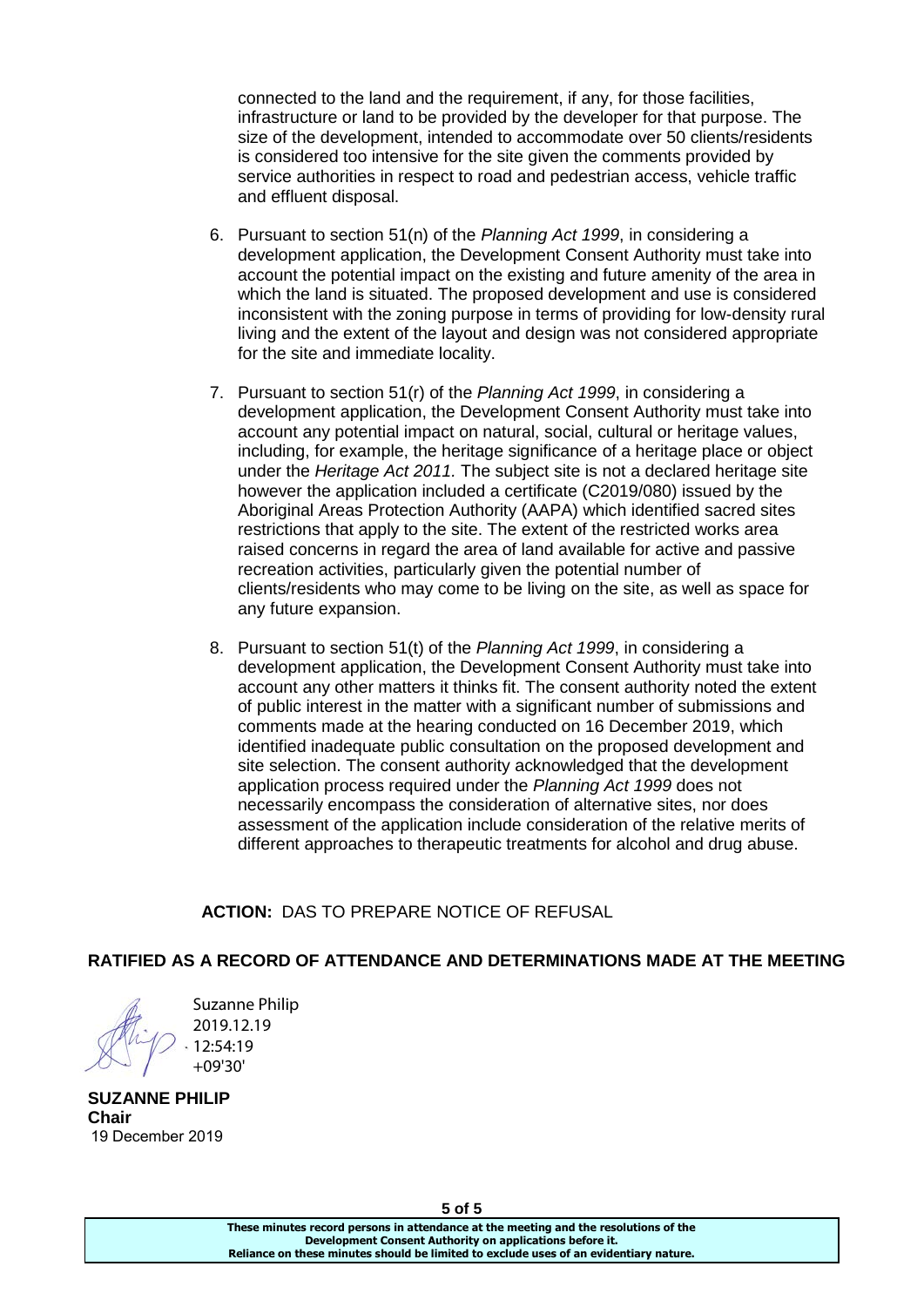connected to the land and the requirement, if any, for those facilities, infrastructure or land to be provided by the developer for that purpose. The size of the development, intended to accommodate over 50 clients/residents is considered too intensive for the site given the comments provided by service authorities in respect to road and pedestrian access, vehicle traffic and effluent disposal.

6. Pursuant to section 51(n) of the *Planning Act 1999*, in considering a development application, the Development Consent Authority must take into account the potential impact on the existing and future amenity of the area in which the land is situated. The proposed development and use is considered inconsistent with the zoning purpose in terms of providing for low-density rural living and the extent of the layout and design was not considered appropriate for the site and immediate locality.

7. Pursuant to section 51(r) of the *Planning Act 1999*, in considering a development application, the Development Consent Authority must take into account any potential impact on natural, social, cultural or heritage values, including, for example, the heritage significance of a heritage place or object under the *Heritage Act 2011.* The subject site is not a declared heritage site however the application included a certificate (C2019/080) issued by the Aboriginal Areas Protection Authority (AAPA) which identified sacred sites restrictions that apply to the site. The extent of the restricted works area raised concerns in regard the area of land available for active and passive recreation activities, particularly given the potential number of clients/residents who may come to be living on the site, as well as space for any future expansion.

8. Pursuant to section 51(t) of the *Planning Act 1999*, in considering a development application, the Development Consent Authority must take into account any other matters it thinks fit. The consent authority noted the extent of public interest in the matter with a significant number of submissions and comments made at the hearing conducted on 16 December 2019, which identified inadequate public consultation on the proposed development and site selection. The consent authority acknowledged that the development application process required under the *Planning Act 1999* does not necessarily encompass the consideration of alternative sites, nor does assessment of the application include consideration of the relative merits of different approaches to therapeutic treatments for alcohol and drug abuse.

**ACTION:** DAS TO PREPARE NOTICE OF REFUSAL

**RATIFIED AS A RECORD OF ATTENDANCE AND DETERMINATIONS MADE AT THE MEETING**

Suzanne Philip
2019.12.19
12:54:19
+09'30'

**SUZANNE PHILIP**
**Chair**
19 December 2019

**These minutes record persons in attendance at the meeting and the resolutions of the Development Consent Authority on applications before it. Reliance on these minutes should be limited to exclude uses of an evidentiary nature.**